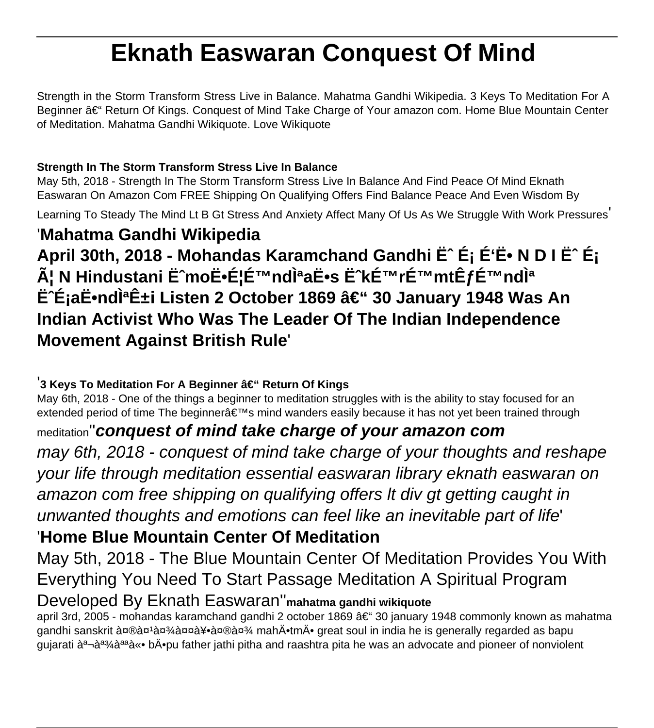# Eknath Easwaran Conquest Of Mind

Strength in the Storm Transform Stress Live in Balance. Mahatma Gandhi Wikipedia. 3 Keys To Meditation For A Beginner â€" Return Of Kings. Conquest of Mind Take Charge of Your amazon com. Home Blue Mountain Center of Meditation. Mahatma Gandhi Wikiquote. Love Wikiquote

**Strength In The Storm Transform Stress Live In Balance**

May 5th, 2018 - Strength In The Storm Transform Stress Live In Balance And Find Peace Of Mind Eknath Easwaran On Amazon Com FREE Shipping On Qualifying Offers Find Balance Peace And Even Wisdom By Learning To Steady The Mind Lt B Gt Stress And Anxiety Affect Many Of Us As We Struggle With Work Pressures'

## 'Mahatma Gandhi Wikipedia

**April 30th, 2018 - Mohandas Karamchand Gandhi Ëˆ É¡ É'Ë• N D I Ëˆ É¡ Ã¦ N Hindustani ËˆmoË•É¦É™ndÌªaË•s ËˆkÉ™rÉ™mtÊƒÉ™ndÌª ËˆÉ¡aË•ndÌªÊ±i Listen 2 October 1869 â€" 30 January 1948 Was An Indian Activist Who Was The Leader Of The Indian Independence Movement Against British Rule'**

**'3 Keys To Meditation For A Beginner â€" Return Of Kings**

May 6th, 2018 - One of the things a beginner to meditation struggles with is the ability to stay focused for an extended period of time The beginnerâ€™s mind wanders easily because it has not yet been trained through meditation''**conquest of mind take charge of your amazon com**

*may 6th, 2018 - conquest of mind take charge of your thoughts and reshape your life through meditation essential easwaran library eknath easwaran on amazon com free shipping on qualifying offers lt div gt getting caught in unwanted thoughts and emotions can feel like an inevitable part of life'*

## 'Home Blue Mountain Center Of Meditation

May 5th, 2018 - The Blue Mountain Center Of Meditation Provides You With Everything You Need To Start Passage Meditation A Spiritual Program Developed By Eknath Easwaran''**mahatma gandhi wikiquote**

april 3rd, 2005 - mohandas karamchand gandhi 2 october 1869 â€" 30 january 1948 commonly known as mahatma gandhi sanskrit à¤®à¤¹à¤¾à¤¤à¥•à¤®à¤¾ mahÄ•tmÄ• great soul in india he is generally regarded as bapu gujarati àª¬àª¾àªªà«• bÄ•pu father jathi pitha and raashtra pita he was an advocate and pioneer of nonviolent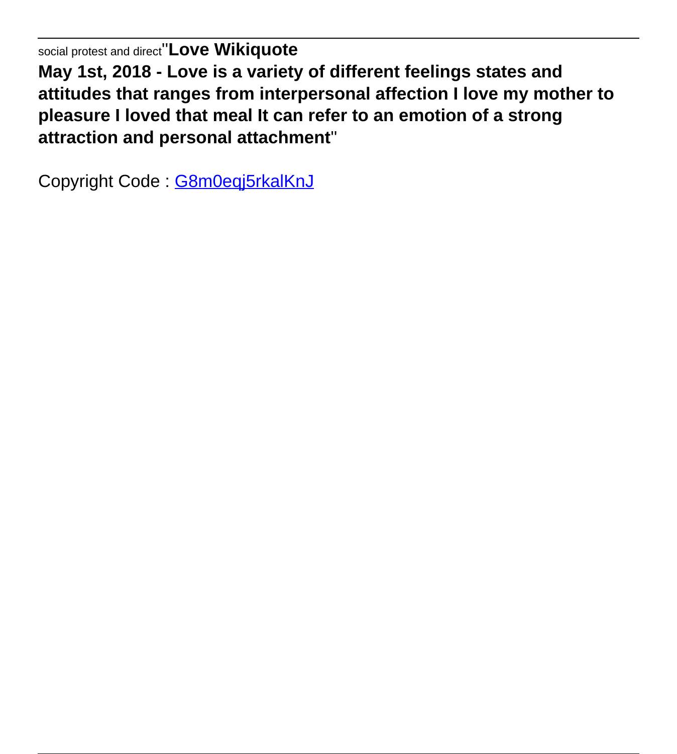social protest and direct''**Love Wikiquote**

**May 1st, 2018 - Love is a variety of different feelings states and attitudes that ranges from interpersonal affection I love my mother to pleasure I loved that meal It can refer to an emotion of a strong attraction and personal attachment**''

Copyright Code : G8m0eqj5rkalKnJ